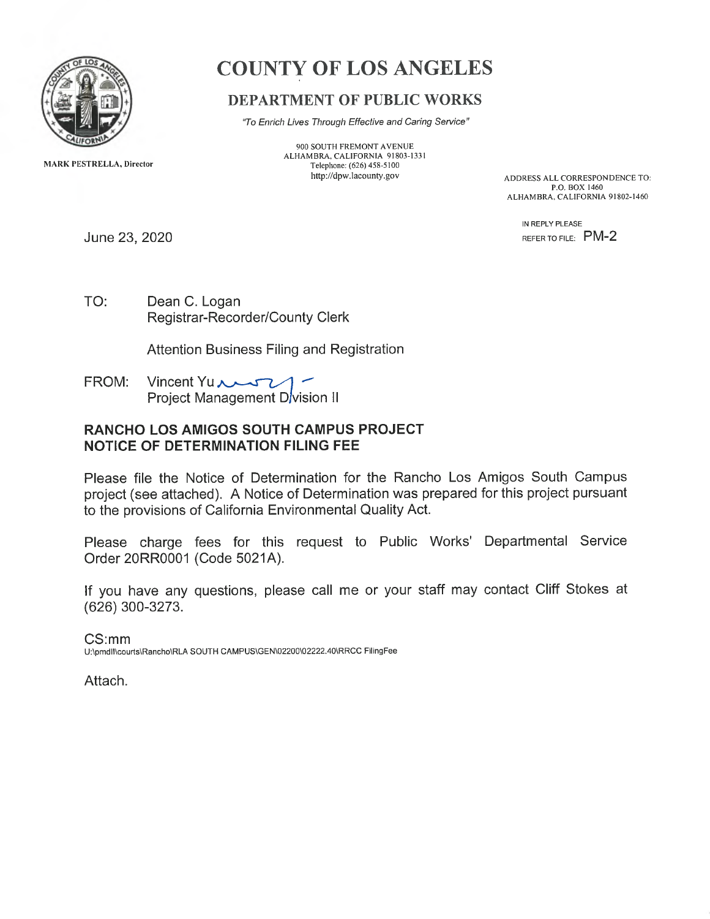# COUNTY OF LOS ANGELES

## DEPARTMENT OF PUBLIC WORKS

*"To Enrich Lives Through Effective and Caring Service"*

900 SOUTH FREMONT AVENUE
ALHAMBRA, CALIFORNIA 91803-1331
Telephone: (626) 458-5100
http://dpw.lacounty.gov

MARK PESTRELLA, Director

ADDRESS ALL CORRESPONDENCE TO:
P.O. BOX 1460
ALHAMBRA, CALIFORNIA 91802-1460

IN REPLY PLEASE
REFER TO FILE: PM-2

June 23, 2020

TO: Dean C. Logan
Registrar-Recorder/County Clerk

Attention Business Filing and Registration

FROM: Vincent Yu
Project Management Division II

**RANCHO LOS AMIGOS SOUTH CAMPUS PROJECT**
**NOTICE OF DETERMINATION FILING FEE**

Please file the Notice of Determination for the Rancho Los Amigos South Campus project (see attached). A Notice of Determination was prepared for this project pursuant to the provisions of California Environmental Quality Act.

Please charge fees for this request to Public Works' Departmental Service Order 20RR0001 (Code 5021A).

If you have any questions, please call me or your staff may contact Cliff Stokes at (626) 300-3273.

CS:mm
U:\pmdII\courts\Rancho\RLA SOUTH CAMPUS\GEN\02200\02222.40\RRCC FilingFee

Attach.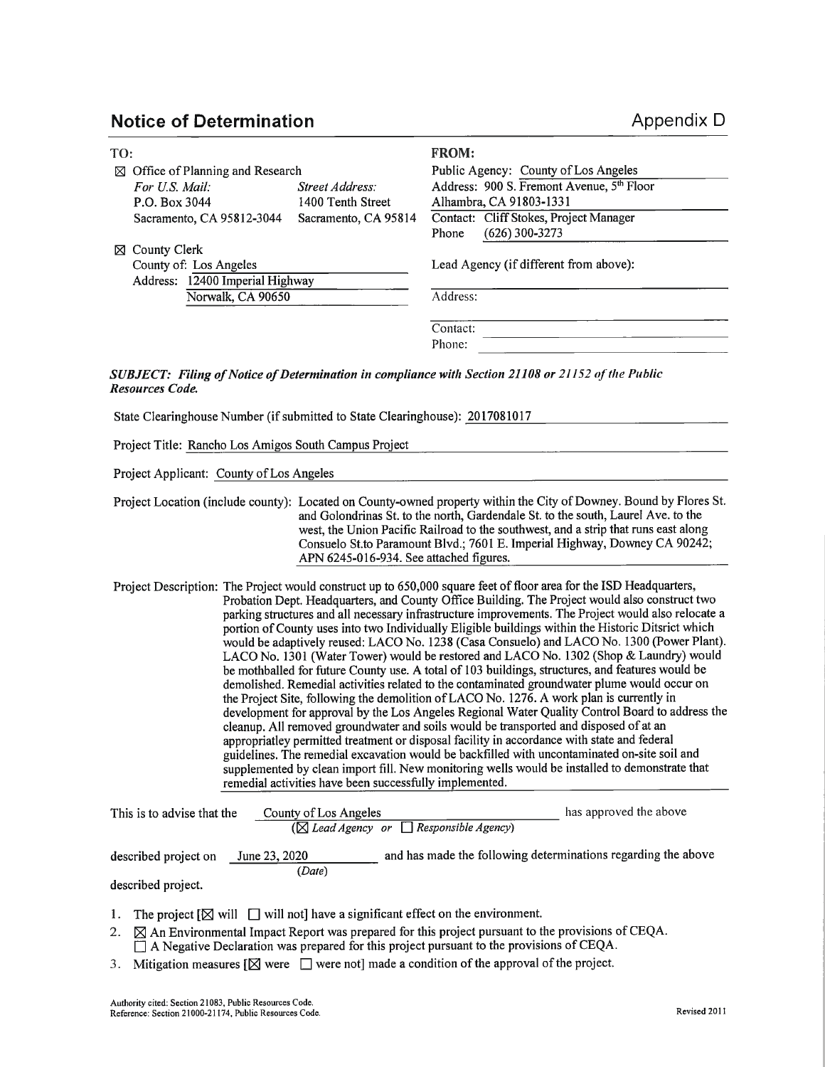## Notice of Determination

Appendix D

**TO:**

☒ Office of Planning and Research

| *For U.S. Mail:* | *Street Address:* |
|---|---|
| P.O. Box 3044 | 1400 Tenth Street |
| Sacramento, CA 95812-3044 | Sacramento, CA 95814 |

☒ County Clerk
County of: Los Angeles
Address: 12400 Imperial Highway
Norwalk, CA 90650

**FROM:**

Public Agency: County of Los Angeles
Address: 900 S. Fremont Avenue, 5th Floor
Alhambra, CA 91803-1331
Contact: Cliff Stokes, Project Manager
Phone (626) 300-3273

Lead Agency (if different from above):

Address:

Contact:
Phone:

***SUBJECT: Filing of Notice of Determination in compliance with Section 21108 or 21152 of the Public Resources Code.***

State Clearinghouse Number (if submitted to State Clearinghouse): 2017081017

Project Title: Rancho Los Amigos South Campus Project

Project Applicant: County of Los Angeles

Project Location (include county): Located on County-owned property within the City of Downey. Bound by Flores St. and Golondrinas St. to the north, Gardendale St. to the south, Laurel Ave. to the west, the Union Pacific Railroad to the southwest, and a strip that runs east along Consuelo St.to Paramount Blvd.; 7601 E. Imperial Highway, Downey CA 90242; APN 6245-016-934. See attached figures.

Project Description: The Project would construct up to 650,000 square feet of floor area for the ISD Headquarters, Probation Dept. Headquarters, and County Office Building. The Project would also construct two parking structures and all necessary infrastructure improvements. The Project would also relocate a portion of County uses into two Individually Eligible buildings within the Historic Ditsrict which would be adaptively reused: LACO No. 1238 (Casa Consuelo) and LACO No. 1300 (Power Plant). LACO No. 1301 (Water Tower) would be restored and LACO No. 1302 (Shop & Laundry) would be mothballed for future County use. A total of 103 buildings, structures, and features would be demolished. Remedial activities related to the contaminated groundwater plume would occur on the Project Site, following the demolition of LACO No. 1276. A work plan is currently in development for approval by the Los Angeles Regional Water Quality Control Board to address the cleanup. All removed groundwater and soils would be transported and disposed of at an appropriatley permitted treatment or disposal facility in accordance with state and federal guidelines. The remedial excavation would be backfilled with uncontaminated on-site soil and supplemented by clean import fill. New monitoring wells would be installed to demonstrate that remedial activities have been successfully implemented.

This is to advise that the County of Los Angeles (☒ *Lead Agency* or ☐ *Responsible Agency*) has approved the above described project on June 23, 2020 (*Date*) and has made the following determinations regarding the above described project.

1. The project [☒ will ☐ will not] have a significant effect on the environment.
2. ☒ An Environmental Impact Report was prepared for this project pursuant to the provisions of CEQA.
   ☐ A Negative Declaration was prepared for this project pursuant to the provisions of CEQA.
3. Mitigation measures [☒ were ☐ were not] made a condition of the approval of the project.

Authority cited: Section 21083, Public Resources Code.
Reference: Section 21000-21174, Public Resources Code.

Revised 2011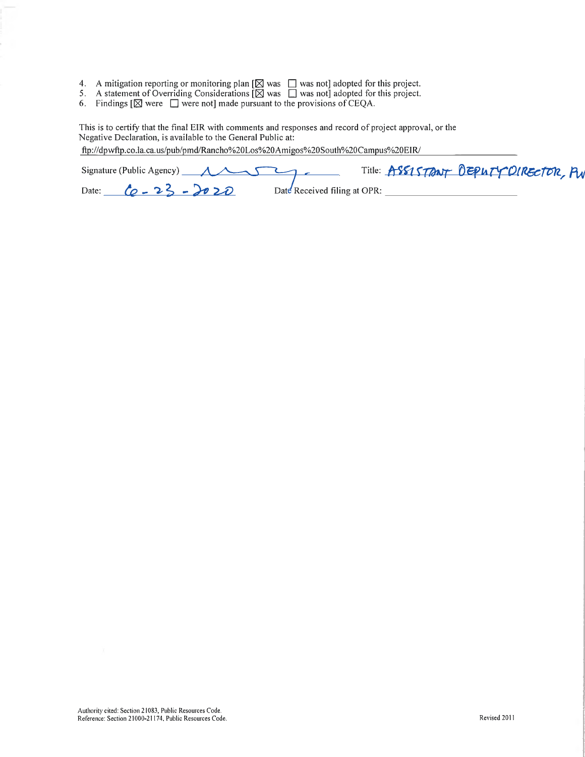4. A mitigation reporting or monitoring plan [☒ was ☐ was not] adopted for this project.
5. A statement of Overriding Considerations [☒ was ☐ was not] adopted for this project.
6. Findings [☒ were ☐ were not] made pursuant to the provisions of CEQA.

This is to certify that the final EIR with comments and responses and record of project approval, or the Negative Declaration, is available to the General Public at:

ftp://dpwftp.co.la.ca.us/pub/pmd/Rancho%20Los%20Amigos%20South%20Campus%20EIR/

Signature (Public Agency) ____________________ Title: ASSISTANT DEPUTY DIRECTOR, PW

Date: 6-23-2020 Date Received filing at OPR: ____________________

Authority cited: Section 21083, Public Resources Code.
Reference: Section 21000-21174, Public Resources Code.

Revised 2011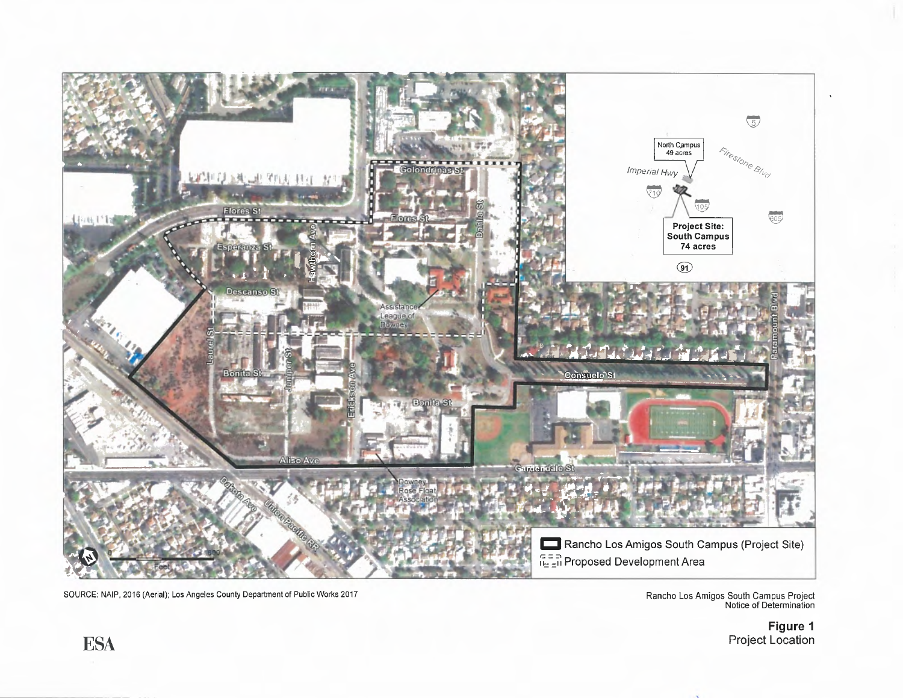SOURCE: NAIP, 2016 (Aerial); Los Angeles County Department of Public Works 2017

Rancho Los Amigos South Campus Project
Notice of Determination

**Figure 1**
Project Location

ESA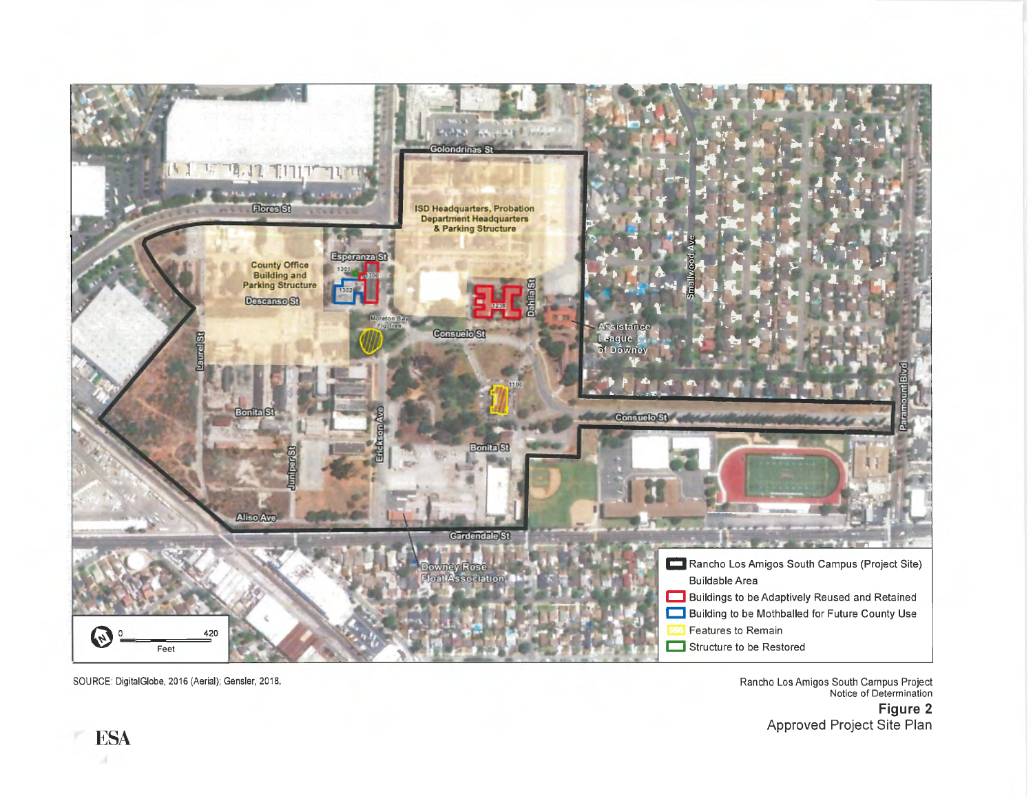Golondrinas St

Flores St

ISD Headquarters, Probation Department Headquarters & Parking Structure

County Office Building and Parking Structure

Esperanza St

1301

1300

1302

Descanso St

Moreton Bay Fig Tree

1238

Dahlia St

Assistance League of Downey

Consuelo St

Smallwood Ave

Laurel St

1100

Bonita St

Consuelo St

Paramount Blvd

Juniper St

Erickson Ave

Bonita St

Aliso Ave

Gardendale St

Downey Rose Float Association

0 420

Feet

Rancho Los Amigos South Campus (Project Site)

Buildable Area

Buildings to be Adaptively Reused and Retained

Building to be Mothballed for Future County Use

Features to Remain

Structure to be Restored

SOURCE: DigitalGlobe, 2016 (Aerial); Gensler, 2018.

Rancho Los Amigos South Campus Project

Notice of Determination

**Figure 2**

Approved Project Site Plan

ESA